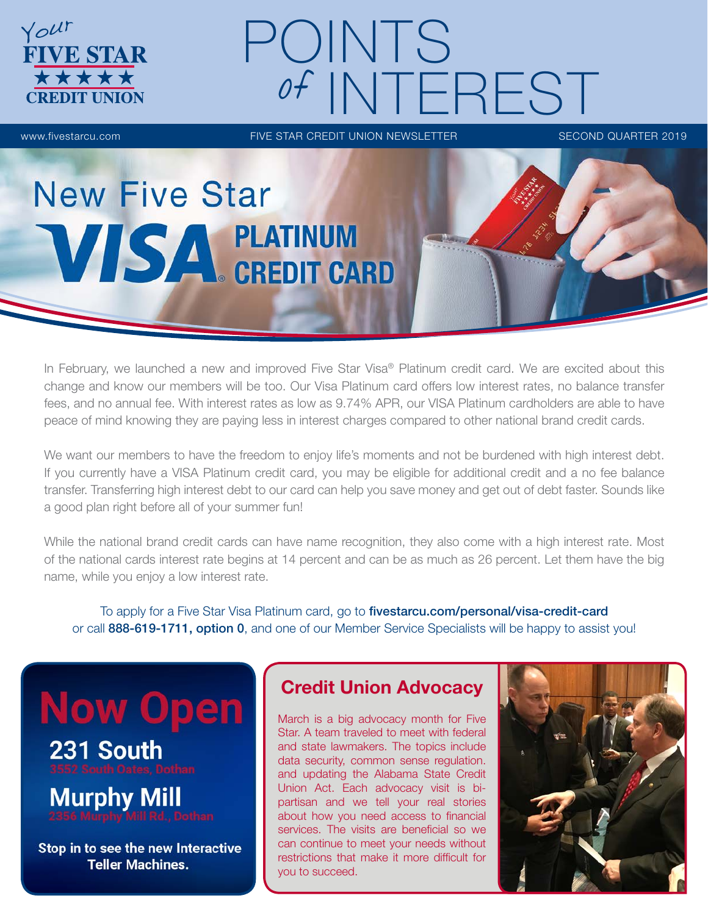Your FIVE STAR ★★★★★ CREDIT UNION

# POINTS of INTEREST

www.fivestarcu.com — FIVE STAR CREDIT UNION NEWSLETTER — SECOND QUARTER 2019

## New Five Star VISA® PLATINUM CREDIT CARD

In February, we launched a new and improved Five Star Visa® Platinum credit card. We are excited about this change and know our members will be too. Our Visa Platinum card offers low interest rates, no balance transfer fees, and no annual fee. With interest rates as low as 9.74% APR, our VISA Platinum cardholders are able to have peace of mind knowing they are paying less in interest charges compared to other national brand credit cards.

We want our members to have the freedom to enjoy life's moments and not be burdened with high interest debt. If you currently have a VISA Platinum credit card, you may be eligible for additional credit and a no fee balance transfer. Transferring high interest debt to our card can help you save money and get out of debt faster. Sounds like a good plan right before all of your summer fun!

While the national brand credit cards can have name recognition, they also come with a high interest rate. Most of the national cards interest rate begins at 14 percent and can be as much as 26 percent. Let them have the big name, while you enjoy a low interest rate.

To apply for a Five Star Visa Platinum card, go to **fivestarcu.com/personal/visa-credit-card** or call **888-619-1711, option 0**, and one of our Member Service Specialists will be happy to assist you!

## Now Open

**231 South**
3552 South Oates, Dothan

**Murphy Mill**
2356 Murphy Mill Rd., Dothan

**Stop in to see the new Interactive Teller Machines.**

## Credit Union Advocacy

March is a big advocacy month for Five Star. A team traveled to meet with federal and state lawmakers. The topics include data security, common sense regulation. and updating the Alabama State Credit Union Act. Each advocacy visit is bi-partisan and we tell your real stories about how you need access to financial services. The visits are beneficial so we can continue to meet your needs without restrictions that make it more difficult for you to succeed.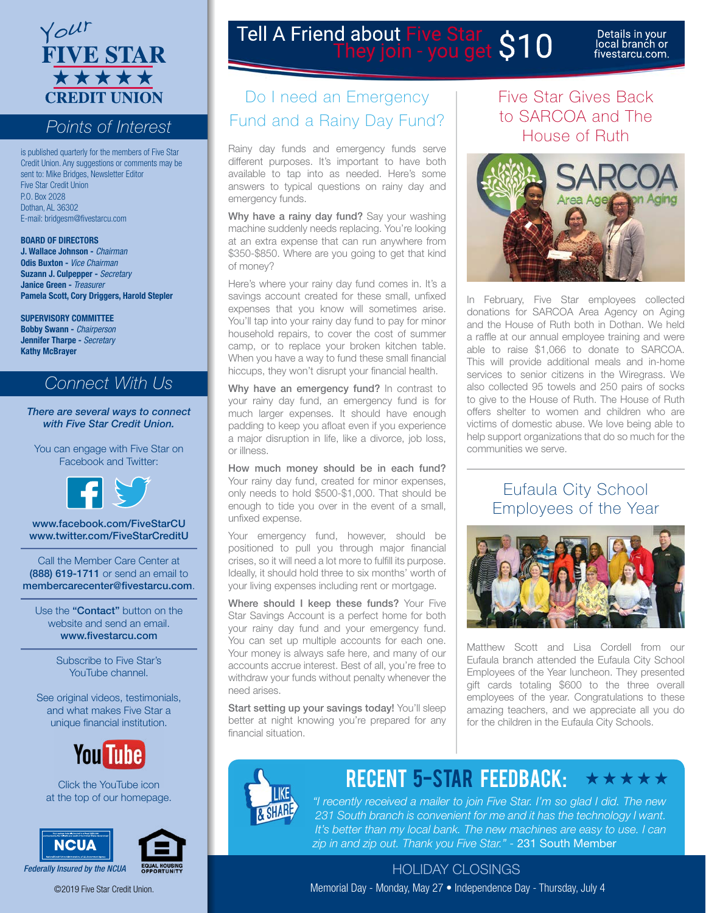# Your FIVE STAR ★★★★★ CREDIT UNION

## Points of Interest

is published quarterly for the members of Five Star Credit Union. Any suggestions or comments may be sent to: Mike Bridges, Newsletter Editor
Five Star Credit Union
P.O. Box 2028
Dothan, AL 36302
E-mail: bridgesm@fivestarcu.com

**BOARD OF DIRECTORS**
**J. Wallace Johnson** - *Chairman*
**Odis Buxton** - *Vice Chairman*
**Suzann J. Culpepper** - *Secretary*
**Janice Green** - *Treasurer*
**Pamela Scott, Cory Driggers, Harold Stepler**

**SUPERVISORY COMMITTEE**
**Bobby Swann** - *Chairperson*
**Jennifer Tharpe** - *Secretary*
**Kathy McBrayer**

## Connect With Us

***There are several ways to connect with Five Star Credit Union.***

You can engage with Five Star on Facebook and Twitter:

**www.facebook.com/FiveStarCU**
**www.twitter.com/FiveStarCreditU**

Call the Member Care Center at **(888) 619-1711** or send an email to **membercarecenter@fivestarcu.com**.

Use the **"Contact"** button on the website and send an email. **www.fivestarcu.com**

Subscribe to Five Star's YouTube channel.

See original videos, testimonials, and what makes Five Star a unique financial institution.

Click the YouTube icon at the top of our homepage.

*Federally Insured by the NCUA*

©2019 Five Star Credit Union.

---

**Tell A Friend about Five Star They join - you get $10**
Details in your local branch or fivestarcu.com.

## Do I need an Emergency Fund and a Rainy Day Fund?

Rainy day funds and emergency funds serve different purposes. It's important to have both available to tap into as needed. Here's some answers to typical questions on rainy day and emergency funds.

**Why have a rainy day fund?** Say your washing machine suddenly needs replacing. You're looking at an extra expense that can run anywhere from $350-$850. Where are you going to get that kind of money?

Here's where your rainy day fund comes in. It's a savings account created for these small, unfixed expenses that you know will sometimes arise. You'll tap into your rainy day fund to pay for minor household repairs, to cover the cost of summer camp, or to replace your broken kitchen table. When you have a way to fund these small financial hiccups, they won't disrupt your financial health.

**Why have an emergency fund?** In contrast to your rainy day fund, an emergency fund is for much larger expenses. It should have enough padding to keep you afloat even if you experience a major disruption in life, like a divorce, job loss, or illness.

**How much money should be in each fund?** Your rainy day fund, created for minor expenses, only needs to hold $500-$1,000. That should be enough to tide you over in the event of a small, unfixed expense.

Your emergency fund, however, should be positioned to pull you through major financial crises, so it will need a lot more to fulfill its purpose. Ideally, it should hold three to six months' worth of your living expenses including rent or mortgage.

**Where should I keep these funds?** Your Five Star Savings Account is a perfect home for both your rainy day fund and your emergency fund. You can set up multiple accounts for each one. Your money is always safe here, and many of our accounts accrue interest. Best of all, you're free to withdraw your funds without penalty whenever the need arises.

**Start setting up your savings today!** You'll sleep better at night knowing you're prepared for any financial situation.

## Five Star Gives Back to SARCOA and The House of Ruth

In February, Five Star employees collected donations for SARCOA Area Agency on Aging and the House of Ruth both in Dothan. We held a raffle at our annual employee training and were able to raise $1,066 to donate to SARCOA. This will provide additional meals and in-home services to senior citizens in the Wiregrass. We also collected 95 towels and 250 pairs of socks to give to the House of Ruth. The House of Ruth offers shelter to women and children who are victims of domestic abuse. We love being able to help support organizations that do so much for the communities we serve.

## Eufaula City School Employees of the Year

Matthew Scott and Lisa Cordell from our Eufaula branch attended the Eufaula City School Employees of the Year luncheon. They presented gift cards totaling $600 to the three overall employees of the year. Congratulations to these amazing teachers, and we appreciate all you do for the children in the Eufaula City Schools.

## RECENT 5-STAR FEEDBACK: ★★★★★

*"I recently received a mailer to join Five Star. I'm so glad I did. The new 231 South branch is convenient for me and it has the technology I want. It's better than my local bank. The new machines are easy to use. I can zip in and zip out. Thank you Five Star."* - 231 South Member

## HOLIDAY CLOSINGS

Memorial Day - Monday, May 27 • Independence Day - Thursday, July 4